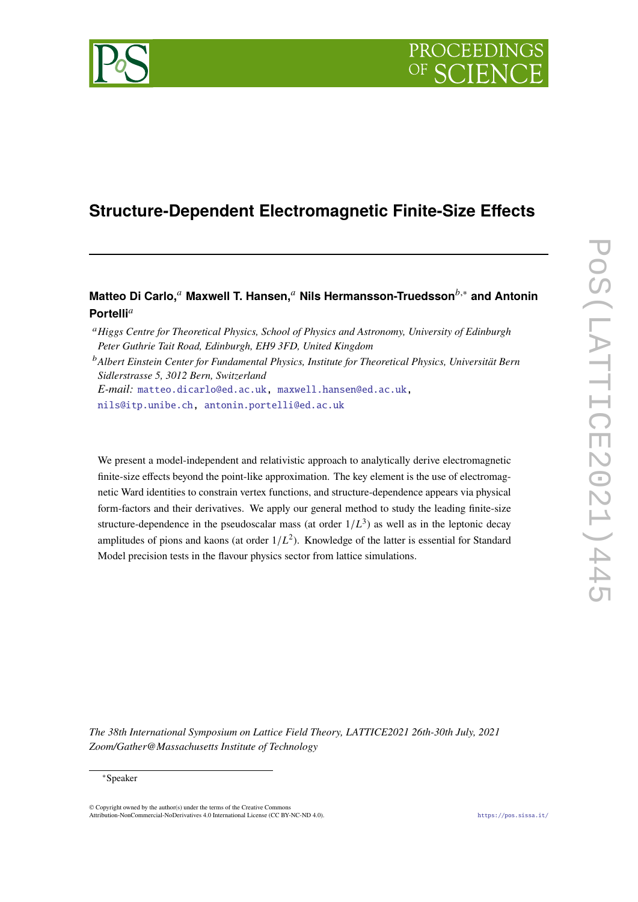# Structure-Dependent Electromagnetic Finite-Size Effects

**Matteo Di Carlo,[a] Maxwell T. Hansen,[a] Nils Hermansson-Truedsson[b,*] and Antonin Portelli[a]**

[a] *Higgs Centre for Theoretical Physics, School of Physics and Astronomy, University of Edinburgh Peter Guthrie Tait Road, Edinburgh, EH9 3FD, United Kingdom*

[b] *Albert Einstein Center for Fundamental Physics, Institute for Theoretical Physics, Universität Bern Sidlerstrasse 5, 3012 Bern, Switzerland*

*E-mail:* matteo.dicarlo@ed.ac.uk, maxwell.hansen@ed.ac.uk, nils@itp.unibe.ch, antonin.portelli@ed.ac.uk

We present a model-independent and relativistic approach to analytically derive electromagnetic finite-size effects beyond the point-like approximation. The key element is the use of electromagnetic Ward identities to constrain vertex functions, and structure-dependence appears via physical form-factors and their derivatives. We apply our general method to study the leading finite-size structure-dependence in the pseudoscalar mass (at order $1/L^3$) as well as in the leptonic decay amplitudes of pions and kaons (at order $1/L^2$). Knowledge of the latter is essential for Standard Model precision tests in the flavour physics sector from lattice simulations.

*The 38th International Symposium on Lattice Field Theory, LATTICE2021 26th-30th July, 2021 Zoom/Gather@Massachusetts Institute of Technology*

[*] Speaker

© Copyright owned by the author(s) under the terms of the Creative Commons Attribution-NonCommercial-NoDerivatives 4.0 International License (CC BY-NC-ND 4.0).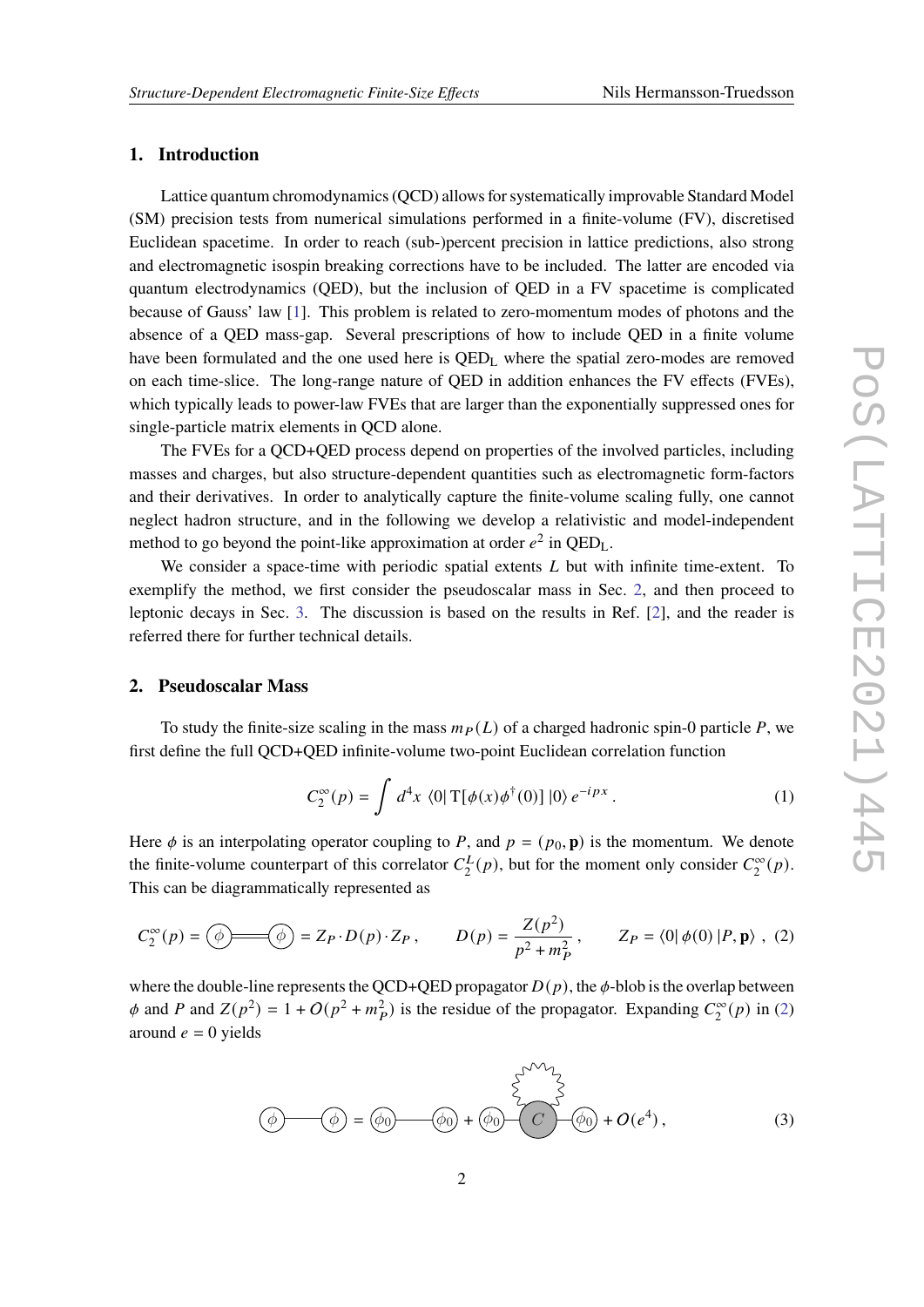## 1. Introduction

Lattice quantum chromodynamics (QCD) allows for systematically improvable Standard Model (SM) precision tests from numerical simulations performed in a finite-volume (FV), discretised Euclidean spacetime. In order to reach (sub-)percent precision in lattice predictions, also strong and electromagnetic isospin breaking corrections have to be included. The latter are encoded via quantum electrodynamics (QED), but the inclusion of QED in a FV spacetime is complicated because of Gauss' law [1]. This problem is related to zero-momentum modes of photons and the absence of a QED mass-gap. Several prescriptions of how to include QED in a finite volume have been formulated and the one used here is $\mathrm{QED_L}$ where the spatial zero-modes are removed on each time-slice. The long-range nature of QED in addition enhances the FV effects (FVEs), which typically leads to power-law FVEs that are larger than the exponentially suppressed ones for single-particle matrix elements in QCD alone.

The FVEs for a QCD+QED process depend on properties of the involved particles, including masses and charges, but also structure-dependent quantities such as electromagnetic form-factors and their derivatives. In order to analytically capture the finite-volume scaling fully, one cannot neglect hadron structure, and in the following we develop a relativistic and model-independent method to go beyond the point-like approximation at order $e^2$ in $\mathrm{QED_L}$.

We consider a space-time with periodic spatial extents $L$ but with infinite time-extent. To exemplify the method, we first consider the pseudoscalar mass in Sec. 2, and then proceed to leptonic decays in Sec. 3. The discussion is based on the results in Ref. [2], and the reader is referred there for further technical details.

## 2. Pseudoscalar Mass

To study the finite-size scaling in the mass $m_P(L)$ of a charged hadronic spin-0 particle $P$, we first define the full QCD+QED infinite-volume two-point Euclidean correlation function

$$C_2^\infty(p) = \int d^4x \, \langle 0| \mathrm{T}[\phi(x)\phi^\dagger(0)] |0\rangle \, e^{-ipx} \, . \tag{1}$$

Here $\phi$ is an interpolating operator coupling to $P$, and $p = (p_0, \mathbf{p})$ is the momentum. We denote the finite-volume counterpart of this correlator $C_2^L(p)$, but for the moment only consider $C_2^\infty(p)$. This can be diagrammatically represented as

$$C_2^\infty(p) = (\phi)\!=\!=\!=(\phi) = Z_P \cdot D(p) \cdot Z_P \, , \qquad D(p) = \frac{Z(p^2)}{p^2 + m_P^2} \, , \qquad Z_P = \langle 0| \, \phi(0) \, |P, \mathbf{p}\rangle \, , \tag{2}$$

where the double-line represents the QCD+QED propagator $D(p)$, the $\phi$-blob is the overlap between $\phi$ and $P$ and $Z(p^2) = 1 + O(p^2 + m_P^2)$ is the residue of the propagator. Expanding $C_2^\infty(p)$ in (2) around $e = 0$ yields

$$(\phi)\text{---}(\phi) = (\phi_0)\text{---}(\phi_0) + (\phi_0)\text{---}(C)\text{---}(\phi_0) + O(e^4) \, , \tag{3}$$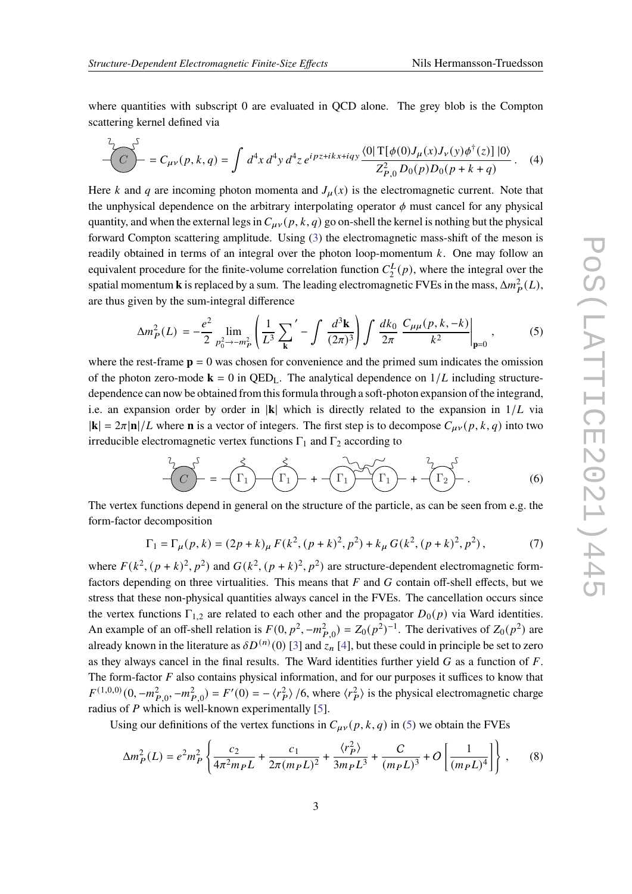where quantities with subscript 0 are evaluated in QCD alone. The grey blob is the Compton scattering kernel defined via

$$\text{(C)} = C_{\mu\nu}(p,k,q) = \int d^4x\, d^4y\, d^4z\, e^{ipz+ikx+iqy} \frac{\langle 0|\,\mathrm{T}[\phi(0)J_\mu(x)J_\nu(y)\phi^\dagger(z)]\,|0\rangle}{Z_{P,0}^2\, D_0(p) D_0(p+k+q)}\,. \quad (4)$$

Here $k$ and $q$ are incoming photon momenta and $J_\mu(x)$ is the electromagnetic current. Note that the unphysical dependence on the arbitrary interpolating operator $\phi$ must cancel for any physical quantity, and when the external legs in $C_{\mu\nu}(p,k,q)$ go on-shell the kernel is nothing but the physical forward Compton scattering amplitude. Using (3) the electromagnetic mass-shift of the meson is readily obtained in terms of an integral over the photon loop-momentum $k$. One may follow an equivalent procedure for the finite-volume correlation function $C_2^L(p)$, where the integral over the spatial momentum $\mathbf{k}$ is replaced by a sum. The leading electromagnetic FVEs in the mass, $\Delta m_P^2(L)$, are thus given by the sum-integral difference

$$\Delta m_P^2(L) = -\frac{e^2}{2} \lim_{p_0^2 \to -m_P^2} \left( \frac{1}{L^3} {\sum_{\mathbf{k}}}' - \int \frac{d^3\mathbf{k}}{(2\pi)^3} \right) \int \frac{dk_0}{2\pi}\, \frac{C_{\mu\mu}(p,k,-k)}{k^2} \bigg|_{\mathbf{p}=0}\,, \quad (5)$$

where the rest-frame $\mathbf{p} = 0$ was chosen for convenience and the primed sum indicates the omission of the photon zero-mode $\mathbf{k} = 0$ in $\mathrm{QED_L}$. The analytical dependence on $1/L$ including structure-dependence can now be obtained from this formula through a soft-photon expansion of the integrand, i.e. an expansion order by order in $|\mathbf{k}|$ which is directly related to the expansion in $1/L$ via $|\mathbf{k}| = 2\pi|\mathbf{n}|/L$ where $\mathbf{n}$ is a vector of integers. The first step is to decompose $C_{\mu\nu}(p,k,q)$ into two irreducible electromagnetic vertex functions $\Gamma_1$ and $\Gamma_2$ according to

$$\text{(C)} = \text{(}\Gamma_1\text{)}\!-\!\text{(}\Gamma_1\text{)} + \text{(}\Gamma_1\text{)}\!-\!\text{(}\Gamma_1\text{)} + \text{(}\Gamma_2\text{)}\,. \quad (6)$$

The vertex functions depend in general on the structure of the particle, as can be seen from e.g. the form-factor decomposition

$$\Gamma_1 = \Gamma_\mu(p,k) = (2p+k)_\mu\, F(k^2,(p+k)^2,p^2) + k_\mu\, G(k^2,(p+k)^2,p^2)\,, \quad (7)$$

where $F(k^2,(p+k)^2,p^2)$ and $G(k^2,(p+k)^2,p^2)$ are structure-dependent electromagnetic form-factors depending on three virtualities. This means that $F$ and $G$ contain off-shell effects, but we stress that these non-physical quantities always cancel in the FVEs. The cancellation occurs since the vertex functions $\Gamma_{1,2}$ are related to each other and the propagator $D_0(p)$ via Ward identities. An example of an off-shell relation is $F(0,p^2,-m_{P,0}^2) = Z_0(p^2)^{-1}$. The derivatives of $Z_0(p^2)$ are already known in the literature as $\delta D^{(n)}(0)$ [3] and $z_n$ [4], but these could in principle be set to zero as they always cancel in the final results. The Ward identities further yield $G$ as a function of $F$. The form-factor $F$ also contains physical information, and for our purposes it suffices to know that $F^{(1,0,0)}(0,-m_{P,0}^2,-m_{P,0}^2) = F'(0) = -\langle r_P^2\rangle/6$, where $\langle r_P^2\rangle$ is the physical electromagnetic charge radius of $P$ which is well-known experimentally [5].

Using our definitions of the vertex functions in $C_{\mu\nu}(p,k,q)$ in (5) we obtain the FVEs

$$\Delta m_P^2(L) = e^2 m_P^2 \left\{ \frac{c_2}{4\pi^2 m_P L} + \frac{c_1}{2\pi (m_P L)^2} + \frac{\langle r_P^2\rangle}{3 m_P L^3} + \frac{C}{(m_P L)^3} + O\left[\frac{1}{(m_P L)^4}\right] \right\}, \quad (8)$$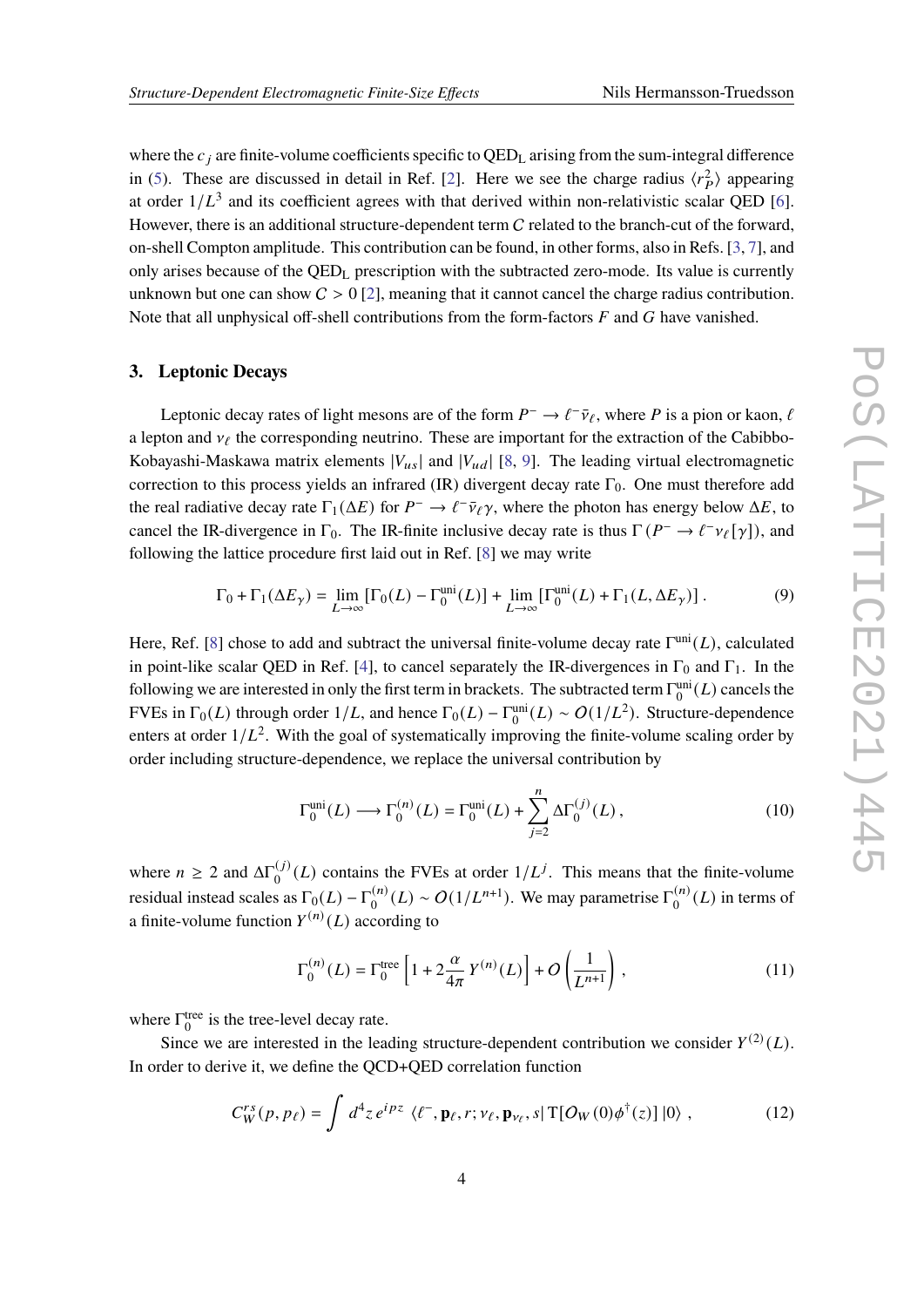where the $c_j$ are finite-volume coefficients specific to $\mathrm{QED_L}$ arising from the sum-integral difference in (5). These are discussed in detail in Ref. [2]. Here we see the charge radius $\langle r_P^2 \rangle$ appearing at order $1/L^3$ and its coefficient agrees with that derived within non-relativistic scalar QED [6]. However, there is an additional structure-dependent term $C$ related to the branch-cut of the forward, on-shell Compton amplitude. This contribution can be found, in other forms, also in Refs. [3, 7], and only arises because of the $\mathrm{QED_L}$ prescription with the subtracted zero-mode. Its value is currently unknown but one can show $C > 0$ [2], meaning that it cannot cancel the charge radius contribution. Note that all unphysical off-shell contributions from the form-factors $F$ and $G$ have vanished.

## 3. Leptonic Decays

Leptonic decay rates of light mesons are of the form $P^- \to \ell^- \bar{\nu}_\ell$, where $P$ is a pion or kaon, $\ell$ a lepton and $\nu_\ell$ the corresponding neutrino. These are important for the extraction of the Cabibbo-Kobayashi-Maskawa matrix elements $|V_{us}|$ and $|V_{ud}|$ [8, 9]. The leading virtual electromagnetic correction to this process yields an infrared (IR) divergent decay rate $\Gamma_0$. One must therefore add the real radiative decay rate $\Gamma_1(\Delta E)$ for $P^- \to \ell^- \bar{\nu}_\ell \gamma$, where the photon has energy below $\Delta E$, to cancel the IR-divergence in $\Gamma_0$. The IR-finite inclusive decay rate is thus $\Gamma\,(P^- \to \ell^- \nu_\ell [\gamma])$, and following the lattice procedure first laid out in Ref. [8] we may write

$$
\Gamma_0 + \Gamma_1(\Delta E_\gamma) = \lim_{L\to\infty} \left[\Gamma_0(L) - \Gamma_0^{\mathrm{uni}}(L)\right] + \lim_{L\to\infty} \left[\Gamma_0^{\mathrm{uni}}(L) + \Gamma_1(L, \Delta E_\gamma)\right]. \tag{9}
$$

Here, Ref. [8] chose to add and subtract the universal finite-volume decay rate $\Gamma^{\mathrm{uni}}(L)$, calculated in point-like scalar QED in Ref. [4], to cancel separately the IR-divergences in $\Gamma_0$ and $\Gamma_1$. In the following we are interested in only the first term in brackets. The subtracted term $\Gamma_0^{\mathrm{uni}}(L)$ cancels the FVEs in $\Gamma_0(L)$ through order $1/L$, and hence $\Gamma_0(L) - \Gamma_0^{\mathrm{uni}}(L) \sim O(1/L^2)$. Structure-dependence enters at order $1/L^2$. With the goal of systematically improving the finite-volume scaling order by order including structure-dependence, we replace the universal contribution by

$$
\Gamma_0^{\mathrm{uni}}(L) \longrightarrow \Gamma_0^{(n)}(L) = \Gamma_0^{\mathrm{uni}}(L) + \sum_{j=2}^{n} \Delta\Gamma_0^{(j)}(L), \tag{10}
$$

where $n \geq 2$ and $\Delta\Gamma_0^{(j)}(L)$ contains the FVEs at order $1/L^j$. This means that the finite-volume residual instead scales as $\Gamma_0(L) - \Gamma_0^{(n)}(L) \sim O(1/L^{n+1})$. We may parametrise $\Gamma_0^{(n)}(L)$ in terms of a finite-volume function $Y^{(n)}(L)$ according to

$$
\Gamma_0^{(n)}(L) = \Gamma_0^{\mathrm{tree}} \left[1 + 2\frac{\alpha}{4\pi}\, Y^{(n)}(L)\right] + O\left(\frac{1}{L^{n+1}}\right), \tag{11}
$$

where $\Gamma_0^{\mathrm{tree}}$ is the tree-level decay rate.

Since we are interested in the leading structure-dependent contribution we consider $Y^{(2)}(L)$. In order to derive it, we define the QCD+QED correlation function

$$
C_W^{rs}(p, p_\ell) = \int d^4z\, e^{ipz}\, \langle \ell^-, \mathbf{p}_\ell, r; \nu_\ell, \mathbf{p}_{\nu_\ell}, s|\, \mathrm{T}[O_W(0)\phi^\dagger(z)]\, |0\rangle\,, \tag{12}
$$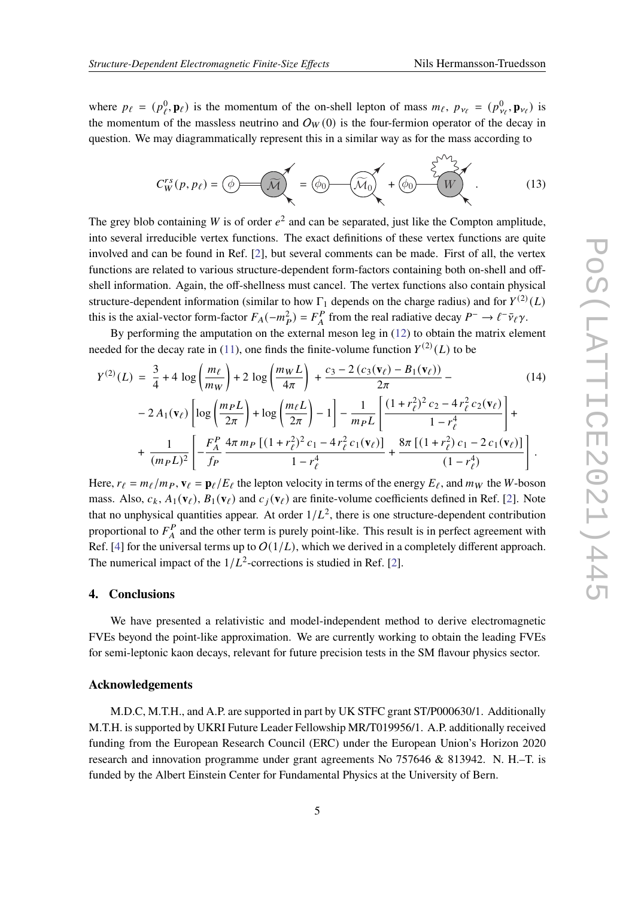where $p_\ell = (p_\ell^0, \mathbf{p}_\ell)$ is the momentum of the on-shell lepton of mass $m_\ell$, $p_{\nu_\ell} = (p_{\nu_\ell}^0, \mathbf{p}_{\nu_\ell})$ is the momentum of the massless neutrino and $O_W(0)$ is the four-fermion operator of the decay in question. We may diagrammatically represent this in a similar way as for the mass according to

$$C_W^{rs}(p, p_\ell) = \phi \text{—} \widetilde{\mathcal{M}} = \phi_0 \text{—} \widetilde{\mathcal{M}}_0 + \phi_0 \text{—} W \,. \tag{13}$$

The grey blob containing $W$ is of order $e^2$ and can be separated, just like the Compton amplitude, into several irreducible vertex functions. The exact definitions of these vertex functions are quite involved and can be found in Ref. [2], but several comments can be made. First of all, the vertex functions are related to various structure-dependent form-factors containing both on-shell and off-shell information. Again, the off-shellness must cancel. The vertex functions also contain physical structure-dependent information (similar to how $\Gamma_1$ depends on the charge radius) and for $Y^{(2)}(L)$ this is the axial-vector form-factor $F_A(-m_P^2) = F_A^P$ from the real radiative decay $P^- \to \ell^- \bar{\nu}_\ell \gamma$.

By performing the amputation on the external meson leg in (12) to obtain the matrix element needed for the decay rate in (11), one finds the finite-volume function $Y^{(2)}(L)$ to be

$$
\begin{aligned}
Y^{(2)}(L) \;=\; & \frac{3}{4} + 4\,\log\left(\frac{m_\ell}{m_W}\right) + 2\,\log\left(\frac{m_W L}{4\pi}\right) + \frac{c_3 - 2\,(c_3(\mathbf{v}_\ell) - B_1(\mathbf{v}_\ell))}{2\pi} - \\
& - 2\,A_1(\mathbf{v}_\ell)\left[\log\left(\frac{m_P L}{2\pi}\right) + \log\left(\frac{m_\ell L}{2\pi}\right) - 1\right] - \frac{1}{m_P L}\left[\frac{(1+r_\ell^2)^2\,c_2 - 4\,r_\ell^2\,c_2(\mathbf{v}_\ell)}{1-r_\ell^4}\right] + \\
& + \frac{1}{(m_P L)^2}\left[-\frac{F_A^P}{f_P}\,\frac{4\pi\,m_P\,[(1+r_\ell^2)^2\,c_1 - 4\,r_\ell^2\,c_1(\mathbf{v}_\ell)]}{1-r_\ell^4} + \frac{8\pi\,[(1+r_\ell^2)\,c_1 - 2\,c_1(\mathbf{v}_\ell)]}{(1-r_\ell^4)}\right].
\end{aligned}
\tag{14}
$$

Here, $r_\ell = m_\ell/m_P$, $\mathbf{v}_\ell = \mathbf{p}_\ell/E_\ell$ the lepton velocity in terms of the energy $E_\ell$, and $m_W$ the $W$-boson mass. Also, $c_k$, $A_1(\mathbf{v}_\ell)$, $B_1(\mathbf{v}_\ell)$ and $c_j(\mathbf{v}_\ell)$ are finite-volume coefficients defined in Ref. [2]. Note that no unphysical quantities appear. At order $1/L^2$, there is one structure-dependent contribution proportional to $F_A^P$ and the other term is purely point-like. This result is in perfect agreement with Ref. [4] for the universal terms up to $O(1/L)$, which we derived in a completely different approach. The numerical impact of the $1/L^2$-corrections is studied in Ref. [2].

## 4. Conclusions

We have presented a relativistic and model-independent method to derive electromagnetic FVEs beyond the point-like approximation. We are currently working to obtain the leading FVEs for semi-leptonic kaon decays, relevant for future precision tests in the SM flavour physics sector.

### Acknowledgements

M.D.C, M.T.H., and A.P. are supported in part by UK STFC grant ST/P000630/1. Additionally M.T.H. is supported by UKRI Future Leader Fellowship MR/T019956/1. A.P. additionally received funding from the European Research Council (ERC) under the European Union's Horizon 2020 research and innovation programme under grant agreements No 757646 & 813942. N. H.–T. is funded by the Albert Einstein Center for Fundamental Physics at the University of Bern.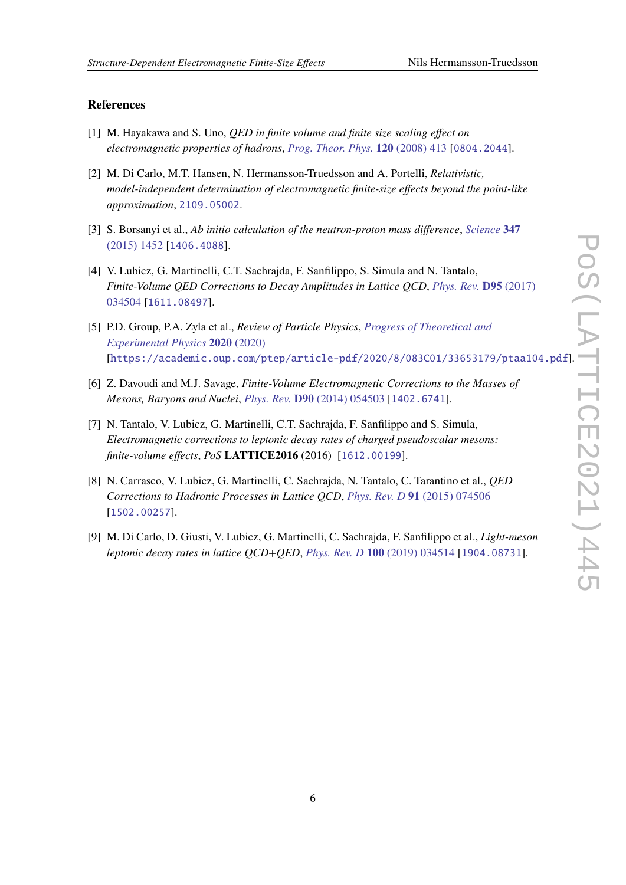## References

[1] M. Hayakawa and S. Uno, *QED in finite volume and finite size scaling effect on electromagnetic properties of hadrons*, *Prog. Theor. Phys.* **120** (2008) 413 [0804.2044].

[2] M. Di Carlo, M.T. Hansen, N. Hermansson-Truedsson and A. Portelli, *Relativistic, model-independent determination of electromagnetic finite-size effects beyond the point-like approximation*, 2109.05002.

[3] S. Borsanyi et al., *Ab initio calculation of the neutron-proton mass difference*, *Science* **347** (2015) 1452 [1406.4088].

[4] V. Lubicz, G. Martinelli, C.T. Sachrajda, F. Sanfilippo, S. Simula and N. Tantalo, *Finite-Volume QED Corrections to Decay Amplitudes in Lattice QCD*, *Phys. Rev.* **D95** (2017) 034504 [1611.08497].

[5] P.D. Group, P.A. Zyla et al., *Review of Particle Physics*, *Progress of Theoretical and Experimental Physics* **2020** (2020) [https://academic.oup.com/ptep/article-pdf/2020/8/083C01/33653179/ptaa104.pdf].

[6] Z. Davoudi and M.J. Savage, *Finite-Volume Electromagnetic Corrections to the Masses of Mesons, Baryons and Nuclei*, *Phys. Rev.* **D90** (2014) 054503 [1402.6741].

[7] N. Tantalo, V. Lubicz, G. Martinelli, C.T. Sachrajda, F. Sanfilippo and S. Simula, *Electromagnetic corrections to leptonic decay rates of charged pseudoscalar mesons: finite-volume effects*, *PoS* **LATTICE2016** (2016) [1612.00199].

[8] N. Carrasco, V. Lubicz, G. Martinelli, C. Sachrajda, N. Tantalo, C. Tarantino et al., *QED Corrections to Hadronic Processes in Lattice QCD*, *Phys. Rev. D* **91** (2015) 074506 [1502.00257].

[9] M. Di Carlo, D. Giusti, V. Lubicz, G. Martinelli, C. Sachrajda, F. Sanfilippo et al., *Light-meson leptonic decay rates in lattice QCD+QED*, *Phys. Rev. D* **100** (2019) 034514 [1904.08731].